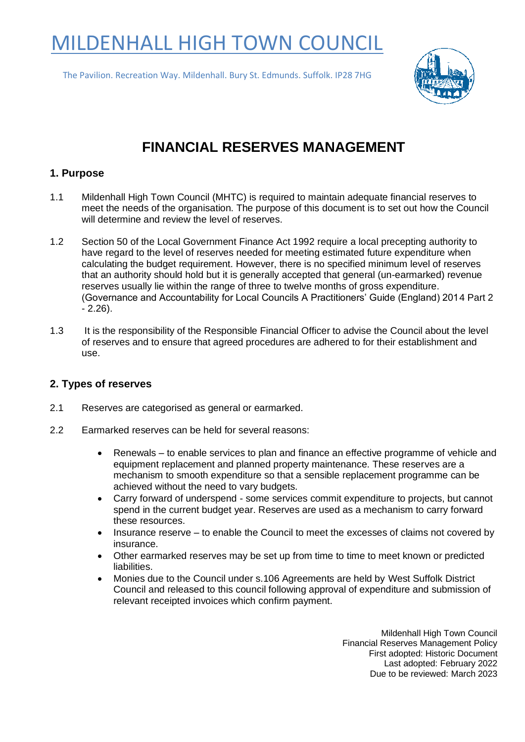# MILDENHALL HIGH TOWN COUNCIL

The Pavilion. Recreation Way. Mildenhall. Bury St. Edmunds. Suffolk. IP28 7HG

## FINANCIAL RESERVES MANAGEMENT

### 1. Purpose

1.1 Mildenhall High Town Council (MHTC) is required to maintain adequate financial reserves to meet the needs of the organisation. The purpose of this document is to set out how the Council will determine and review the level of reserves.

1.2 Section 50 of the Local Government Finance Act 1992 require a local precepting authority to have regard to the level of reserves needed for meeting estimated future expenditure when calculating the budget requirement. However, there is no specified minimum level of reserves that an authority should hold but it is generally accepted that general (un-earmarked) revenue reserves usually lie within the range of three to twelve months of gross expenditure. (Governance and Accountability for Local Councils A Practitioners' Guide (England) 2014 Part 2 - 2.26).

1.3 It is the responsibility of the Responsible Financial Officer to advise the Council about the level of reserves and to ensure that agreed procedures are adhered to for their establishment and use.

### 2. Types of reserves

2.1 Reserves are categorised as general or earmarked.

2.2 Earmarked reserves can be held for several reasons:

- Renewals – to enable services to plan and finance an effective programme of vehicle and equipment replacement and planned property maintenance. These reserves are a mechanism to smooth expenditure so that a sensible replacement programme can be achieved without the need to vary budgets.
- Carry forward of underspend - some services commit expenditure to projects, but cannot spend in the current budget year. Reserves are used as a mechanism to carry forward these resources.
- Insurance reserve – to enable the Council to meet the excesses of claims not covered by insurance.
- Other earmarked reserves may be set up from time to time to meet known or predicted liabilities.
- Monies due to the Council under s.106 Agreements are held by West Suffolk District Council and released to this council following approval of expenditure and submission of relevant receipted invoices which confirm payment.

Mildenhall High Town Council
Financial Reserves Management Policy
First adopted: Historic Document
Last adopted: February 2022
Due to be reviewed: March 2023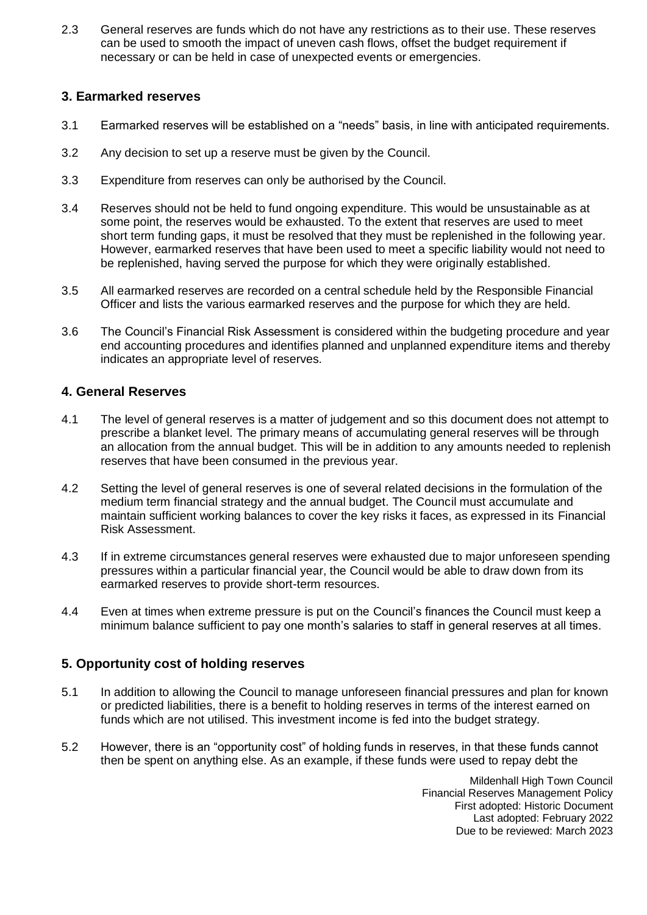2.3 General reserves are funds which do not have any restrictions as to their use. These reserves can be used to smooth the impact of uneven cash flows, offset the budget requirement if necessary or can be held in case of unexpected events or emergencies.

## 3. Earmarked reserves

3.1 Earmarked reserves will be established on a "needs" basis, in line with anticipated requirements.

3.2 Any decision to set up a reserve must be given by the Council.

3.3 Expenditure from reserves can only be authorised by the Council.

3.4 Reserves should not be held to fund ongoing expenditure. This would be unsustainable as at some point, the reserves would be exhausted. To the extent that reserves are used to meet short term funding gaps, it must be resolved that they must be replenished in the following year. However, earmarked reserves that have been used to meet a specific liability would not need to be replenished, having served the purpose for which they were originally established.

3.5 All earmarked reserves are recorded on a central schedule held by the Responsible Financial Officer and lists the various earmarked reserves and the purpose for which they are held.

3.6 The Council's Financial Risk Assessment is considered within the budgeting procedure and year end accounting procedures and identifies planned and unplanned expenditure items and thereby indicates an appropriate level of reserves.

## 4. General Reserves

4.1 The level of general reserves is a matter of judgement and so this document does not attempt to prescribe a blanket level. The primary means of accumulating general reserves will be through an allocation from the annual budget. This will be in addition to any amounts needed to replenish reserves that have been consumed in the previous year.

4.2 Setting the level of general reserves is one of several related decisions in the formulation of the medium term financial strategy and the annual budget. The Council must accumulate and maintain sufficient working balances to cover the key risks it faces, as expressed in its Financial Risk Assessment.

4.3 If in extreme circumstances general reserves were exhausted due to major unforeseen spending pressures within a particular financial year, the Council would be able to draw down from its earmarked reserves to provide short-term resources.

4.4 Even at times when extreme pressure is put on the Council's finances the Council must keep a minimum balance sufficient to pay one month's salaries to staff in general reserves at all times.

## 5. Opportunity cost of holding reserves

5.1 In addition to allowing the Council to manage unforeseen financial pressures and plan for known or predicted liabilities, there is a benefit to holding reserves in terms of the interest earned on funds which are not utilised. This investment income is fed into the budget strategy.

5.2 However, there is an "opportunity cost" of holding funds in reserves, in that these funds cannot then be spent on anything else. As an example, if these funds were used to repay debt the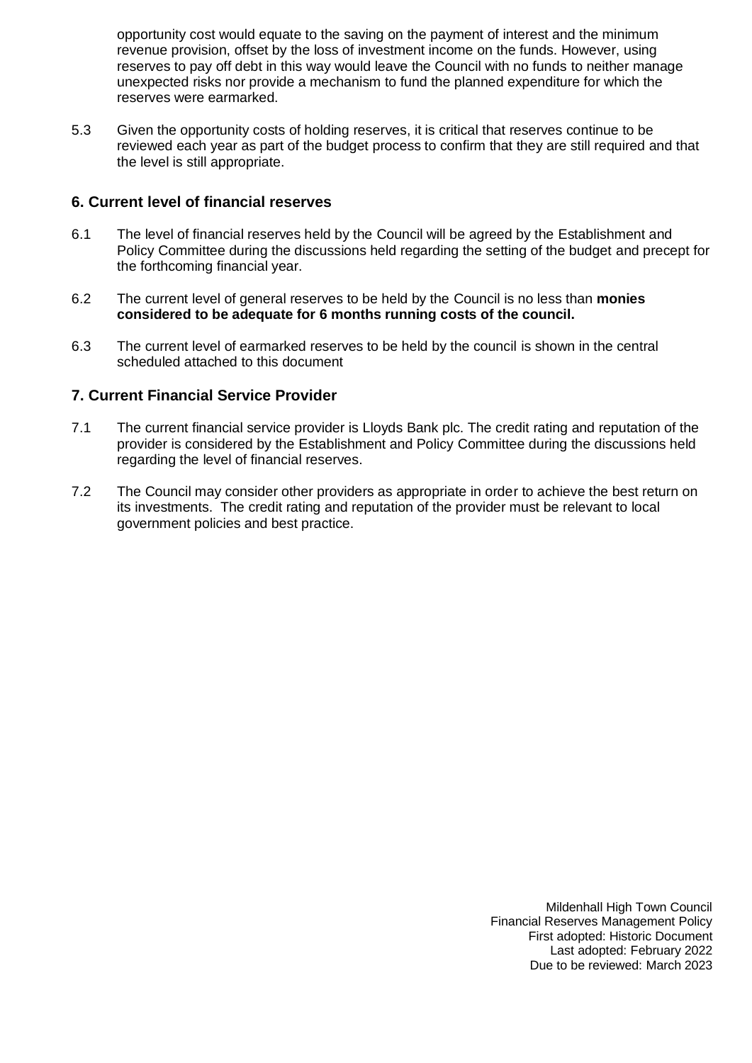opportunity cost would equate to the saving on the payment of interest and the minimum revenue provision, offset by the loss of investment income on the funds. However, using reserves to pay off debt in this way would leave the Council with no funds to neither manage unexpected risks nor provide a mechanism to fund the planned expenditure for which the reserves were earmarked.

5.3 Given the opportunity costs of holding reserves, it is critical that reserves continue to be reviewed each year as part of the budget process to confirm that they are still required and that the level is still appropriate.

## 6. Current level of financial reserves

6.1 The level of financial reserves held by the Council will be agreed by the Establishment and Policy Committee during the discussions held regarding the setting of the budget and precept for the forthcoming financial year.

6.2 The current level of general reserves to be held by the Council is no less than **monies considered to be adequate for 6 months running costs of the council.**

6.3 The current level of earmarked reserves to be held by the council is shown in the central scheduled attached to this document

## 7. Current Financial Service Provider

7.1 The current financial service provider is Lloyds Bank plc. The credit rating and reputation of the provider is considered by the Establishment and Policy Committee during the discussions held regarding the level of financial reserves.

7.2 The Council may consider other providers as appropriate in order to achieve the best return on its investments. The credit rating and reputation of the provider must be relevant to local government policies and best practice.

Mildenhall High Town Council
Financial Reserves Management Policy
First adopted: Historic Document
Last adopted: February 2022
Due to be reviewed: March 2023